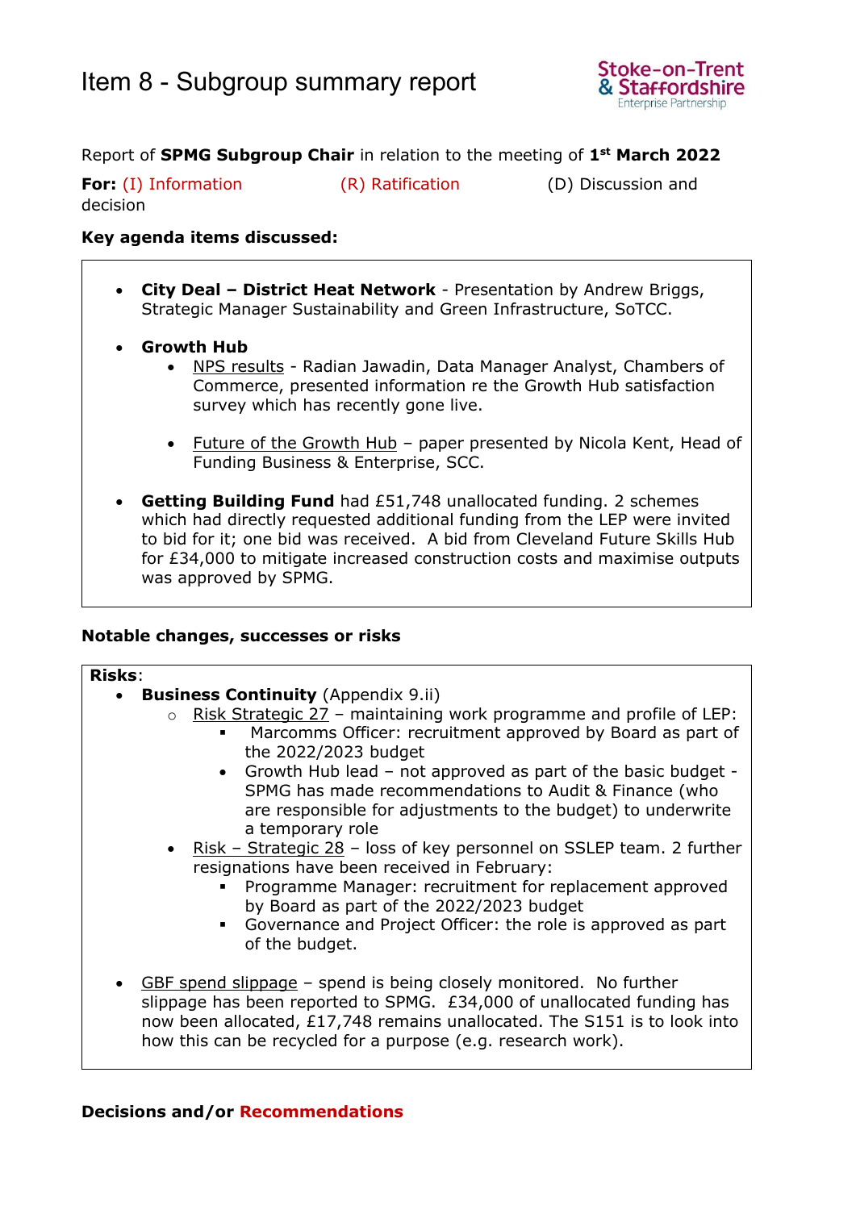# Item 8 - Subgroup summary report

Report of **SPMG Subgroup Chair** in relation to the meeting of **1st March 2022**

**For:** (I) Information (R) Ratification (D) Discussion and decision

**Key agenda items discussed:**

- **City Deal – District Heat Network** - Presentation by Andrew Briggs, Strategic Manager Sustainability and Green Infrastructure, SoTCC.
- **Growth Hub**
  - NPS results - Radian Jawadin, Data Manager Analyst, Chambers of Commerce, presented information re the Growth Hub satisfaction survey which has recently gone live.
  - Future of the Growth Hub – paper presented by Nicola Kent, Head of Funding Business & Enterprise, SCC.
- **Getting Building Fund** had £51,748 unallocated funding. 2 schemes which had directly requested additional funding from the LEP were invited to bid for it; one bid was received. A bid from Cleveland Future Skills Hub for £34,000 to mitigate increased construction costs and maximise outputs was approved by SPMG.

**Notable changes, successes or risks**

**Risks**:

- **Business Continuity** (Appendix 9.ii)
  - Risk Strategic 27 – maintaining work programme and profile of LEP:
    - Marcomms Officer: recruitment approved by Board as part of the 2022/2023 budget
    - Growth Hub lead – not approved as part of the basic budget - SPMG has made recommendations to Audit & Finance (who are responsible for adjustments to the budget) to underwrite a temporary role
  - Risk – Strategic 28 – loss of key personnel on SSLEP team. 2 further resignations have been received in February:
    - Programme Manager: recruitment for replacement approved by Board as part of the 2022/2023 budget
    - Governance and Project Officer: the role is approved as part of the budget.
- GBF spend slippage – spend is being closely monitored. No further slippage has been reported to SPMG. £34,000 of unallocated funding has now been allocated, £17,748 remains unallocated. The S151 is to look into how this can be recycled for a purpose (e.g. research work).

**Decisions and/or Recommendations**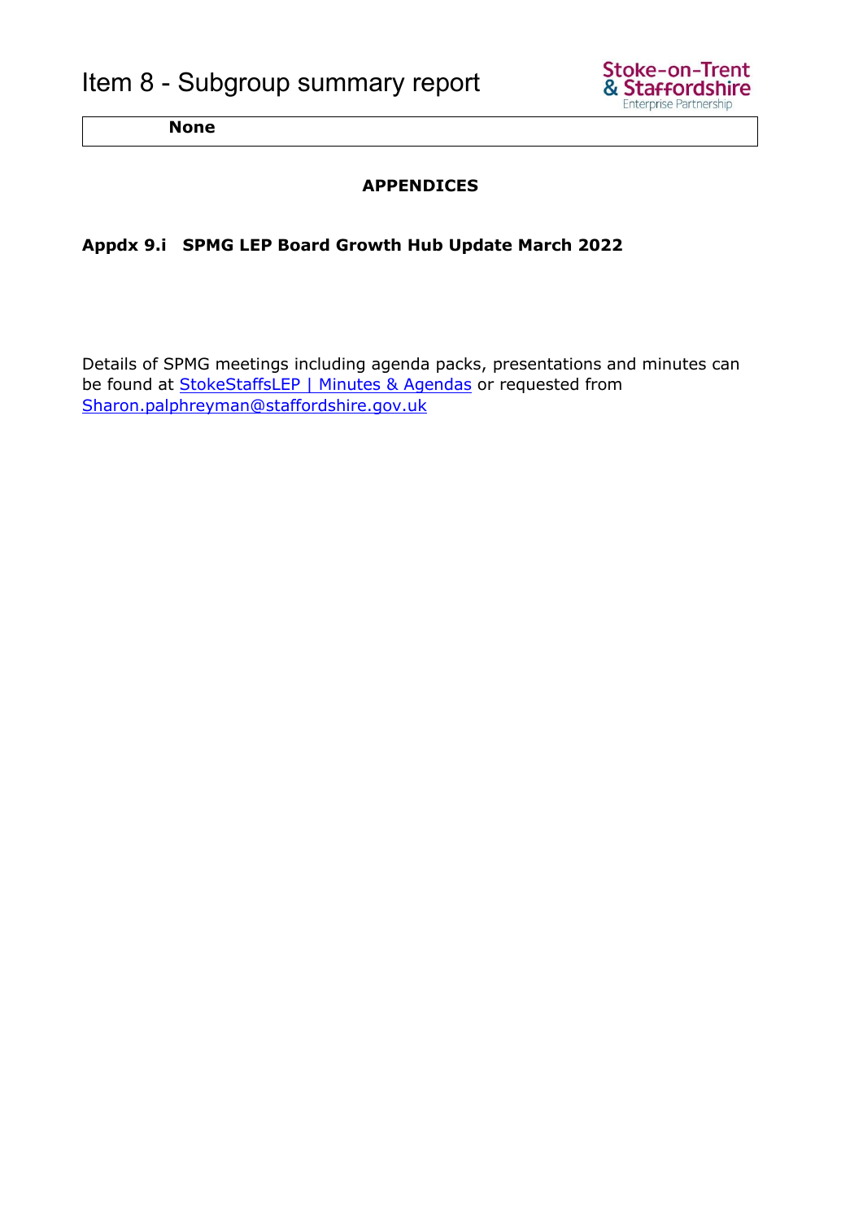| None |
| --- |

**APPENDICES**

**Appdx 9.i SPMG LEP Board Growth Hub Update March 2022**

Details of SPMG meetings including agenda packs, presentations and minutes can be found at [StokeStaffsLEP | Minutes & Agendas]() or requested from [Sharon.palphreyman@staffordshire.gov.uk](mailto:Sharon.palphreyman@staffordshire.gov.uk)